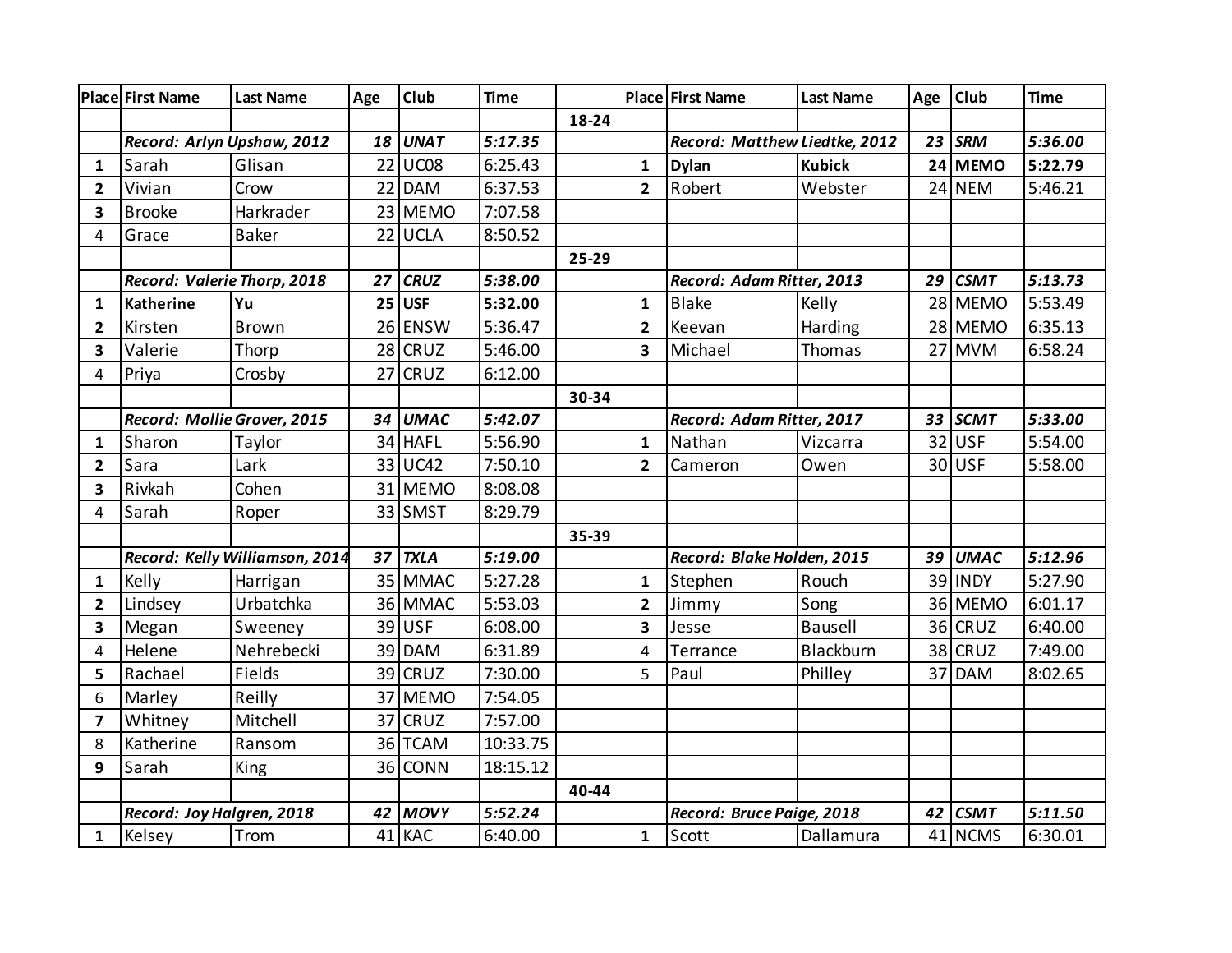| Place | First Name | Last Name | Age | Club | Time | | Place | First Name | Last Name | Age | Club | Time |
|---|---|---|---|---|---|---|---|---|---|---|---|---|
| | | | | | | 18-24 | | | | | | |
| | *Record: Arlyn Upshaw, 2012* | | *18* | *UNAT* | *5:17.35* | | | *Record: Matthew Liedtke, 2012* | | *23* | *SRM* | *5:36.00* |
| 1 | Sarah | Glisan | 22 | UC08 | 6:25.43 | | 1 | **Dylan** | **Kubick** | **24** | **MEMO** | **5:22.79** |
| 2 | Vivian | Crow | 22 | DAM | 6:37.53 | | 2 | Robert | Webster | 24 | NEM | 5:46.21 |
| 3 | Brooke | Harkrader | 23 | MEMO | 7:07.58 | | | | | | | |
| 4 | Grace | Baker | 22 | UCLA | 8:50.52 | | | | | | | |
| | | | | | | 25-29 | | | | | | |
| | *Record: Valerie Thorp, 2018* | | *27* | *CRUZ* | *5:38.00* | | | *Record: Adam Ritter, 2013* | | *29* | *CSMT* | *5:13.73* |
| 1 | **Katherine** | **Yu** | **25** | **USF** | **5:32.00** | | 1 | Blake | Kelly | 28 | MEMO | 5:53.49 |
| 2 | Kirsten | Brown | 26 | ENSW | 5:36.47 | | 2 | Keevan | Harding | 28 | MEMO | 6:35.13 |
| 3 | Valerie | Thorp | 28 | CRUZ | 5:46.00 | | 3 | Michael | Thomas | 27 | MVM | 6:58.24 |
| 4 | Priya | Crosby | 27 | CRUZ | 6:12.00 | | | | | | | |
| | | | | | | 30-34 | | | | | | |
| | *Record: Mollie Grover, 2015* | | *34* | *UMAC* | *5:42.07* | | | *Record: Adam Ritter, 2017* | | *33* | *SCMT* | *5:33.00* |
| 1 | Sharon | Taylor | 34 | HAFL | 5:56.90 | | 1 | Nathan | Vizcarra | 32 | USF | 5:54.00 |
| 2 | Sara | Lark | 33 | UC42 | 7:50.10 | | 2 | Cameron | Owen | 30 | USF | 5:58.00 |
| 3 | Rivkah | Cohen | 31 | MEMO | 8:08.08 | | | | | | | |
| 4 | Sarah | Roper | 33 | SMST | 8:29.79 | | | | | | | |
| | | | | | | 35-39 | | | | | | |
| | *Record: Kelly Williamson, 2014* | | *37* | *TXLA* | *5:19.00* | | | *Record: Blake Holden, 2015* | | *39* | *UMAC* | *5:12.96* |
| 1 | Kelly | Harrigan | 35 | MMAC | 5:27.28 | | 1 | Stephen | Rouch | 39 | INDY | 5:27.90 |
| 2 | Lindsey | Urbatchka | 36 | MMAC | 5:53.03 | | 2 | Jimmy | Song | 36 | MEMO | 6:01.17 |
| 3 | Megan | Sweeney | 39 | USF | 6:08.00 | | 3 | Jesse | Bausell | 36 | CRUZ | 6:40.00 |
| 4 | Helene | Nehrebecki | 39 | DAM | 6:31.89 | | 4 | Terrance | Blackburn | 38 | CRUZ | 7:49.00 |
| 5 | Rachael | Fields | 39 | CRUZ | 7:30.00 | | 5 | Paul | Philley | 37 | DAM | 8:02.65 |
| 6 | Marley | Reilly | 37 | MEMO | 7:54.05 | | | | | | | |
| 7 | Whitney | Mitchell | 37 | CRUZ | 7:57.00 | | | | | | | |
| 8 | Katherine | Ransom | 36 | TCAM | 10:33.75 | | | | | | | |
| 9 | Sarah | King | 36 | CONN | 18:15.12 | | | | | | | |
| | | | | | | 40-44 | | | | | | |
| | *Record: Joy Halgren, 2018* | | *42* | *MOVY* | *5:52.24* | | | *Record: Bruce Paige, 2018* | | *42* | *CSMT* | *5:11.50* |
| 1 | Kelsey | Trom | 41 | KAC | 6:40.00 | | 1 | Scott | Dallamura | 41 | NCMS | 6:30.01 |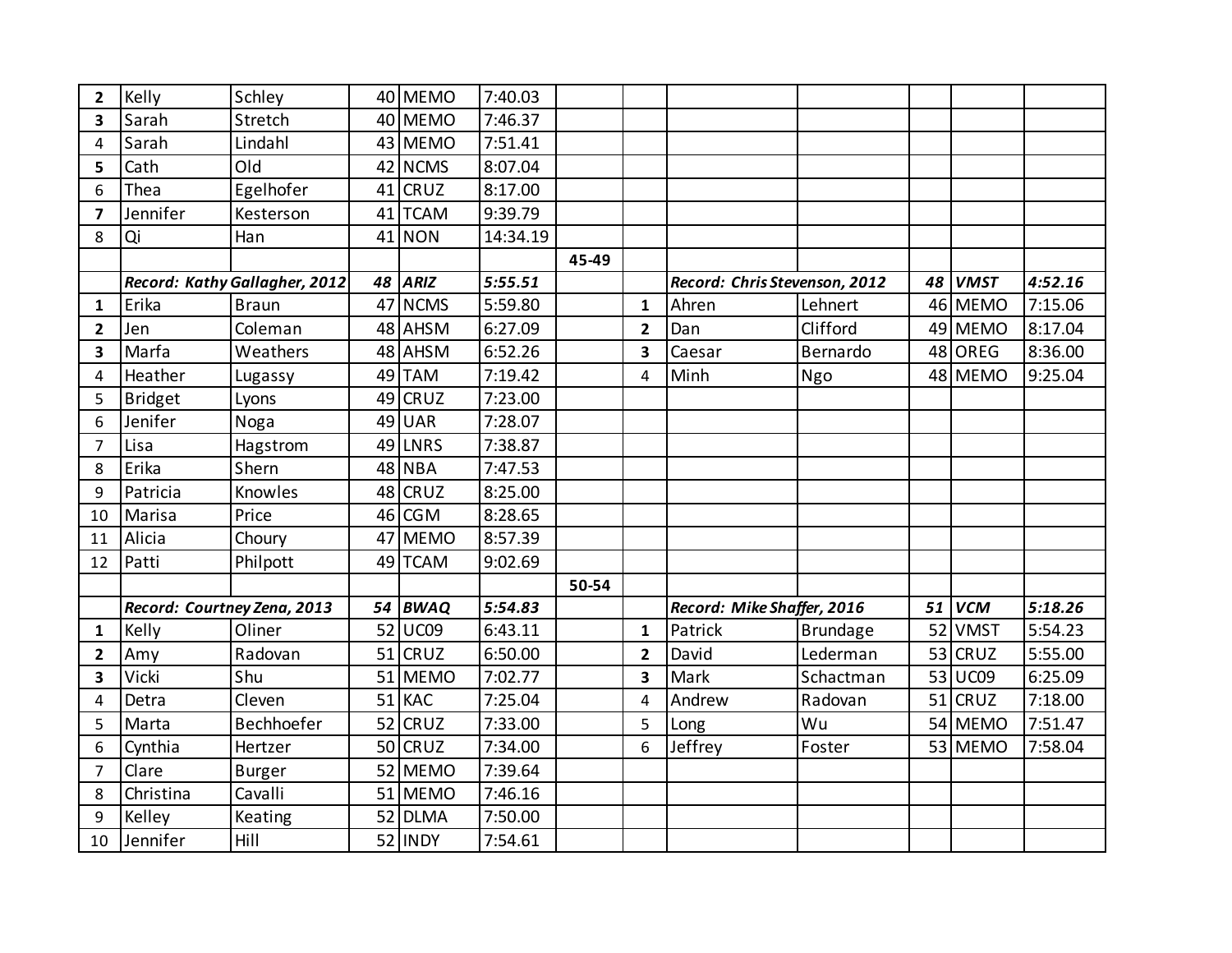| | | | | | | | | | | | |
|---|---|---|---|---|---|---|---|---|---|---|---|
| **2** | Kelly | Schley | 40 | MEMO | 7:40.03 | | | | | | |
| **3** | Sarah | Stretch | 40 | MEMO | 7:46.37 | | | | | | |
| 4 | Sarah | Lindahl | 43 | MEMO | 7:51.41 | | | | | | |
| **5** | Cath | Old | 42 | NCMS | 8:07.04 | | | | | | |
| 6 | Thea | Egelhofer | 41 | CRUZ | 8:17.00 | | | | | | |
| **7** | Jennifer | Kesterson | 41 | TCAM | 9:39.79 | | | | | | |
| 8 | Qi | Han | 41 | NON | 14:34.19 | | | | | | |
| | | | | | | **45-49** | | | | | |
| | ***Record: Kathy Gallagher, 2012*** | | ***48*** | ***ARIZ*** | ***5:55.51*** | | | ***Record: Chris Stevenson, 2012*** | | ***48*** | ***VMST*** | ***4:52.16*** |
| **1** | Erika | Braun | 47 | NCMS | 5:59.80 | | **1** | Ahren | Lehnert | 46 | MEMO | 7:15.06 |
| **2** | Jen | Coleman | 48 | AHSM | 6:27.09 | | **2** | Dan | Clifford | 49 | MEMO | 8:17.04 |
| **3** | Marfa | Weathers | 48 | AHSM | 6:52.26 | | **3** | Caesar | Bernardo | 48 | OREG | 8:36.00 |
| 4 | Heather | Lugassy | 49 | TAM | 7:19.42 | | 4 | Minh | Ngo | 48 | MEMO | 9:25.04 |
| 5 | Bridget | Lyons | 49 | CRUZ | 7:23.00 | | | | | | | |
| 6 | Jenifer | Noga | 49 | UAR | 7:28.07 | | | | | | | |
| 7 | Lisa | Hagstrom | 49 | LNRS | 7:38.87 | | | | | | | |
| 8 | Erika | Shern | 48 | NBA | 7:47.53 | | | | | | | |
| 9 | Patricia | Knowles | 48 | CRUZ | 8:25.00 | | | | | | | |
| 10 | Marisa | Price | 46 | CGM | 8:28.65 | | | | | | | |
| 11 | Alicia | Choury | 47 | MEMO | 8:57.39 | | | | | | | |
| 12 | Patti | Philpott | 49 | TCAM | 9:02.69 | | | | | | | |
| | | | | | | **50-54** | | | | | | |
| | ***Record: Courtney Zena, 2013*** | | ***54*** | ***BWAQ*** | ***5:54.83*** | | | ***Record: Mike Shaffer, 2016*** | | ***51*** | ***VCM*** | ***5:18.26*** |
| **1** | Kelly | Oliner | 52 | UC09 | 6:43.11 | | **1** | Patrick | Brundage | 52 | VMST | 5:54.23 |
| **2** | Amy | Radovan | 51 | CRUZ | 6:50.00 | | **2** | David | Lederman | 53 | CRUZ | 5:55.00 |
| **3** | Vicki | Shu | 51 | MEMO | 7:02.77 | | **3** | Mark | Schactman | 53 | UC09 | 6:25.09 |
| 4 | Detra | Cleven | 51 | KAC | 7:25.04 | | 4 | Andrew | Radovan | 51 | CRUZ | 7:18.00 |
| 5 | Marta | Bechhoefer | 52 | CRUZ | 7:33.00 | | 5 | Long | Wu | 54 | MEMO | 7:51.47 |
| 6 | Cynthia | Hertzer | 50 | CRUZ | 7:34.00 | | 6 | Jeffrey | Foster | 53 | MEMO | 7:58.04 |
| 7 | Clare | Burger | 52 | MEMO | 7:39.64 | | | | | | | |
| 8 | Christina | Cavalli | 51 | MEMO | 7:46.16 | | | | | | | |
| 9 | Kelley | Keating | 52 | DLMA | 7:50.00 | | | | | | | |
| 10 | Jennifer | Hill | 52 | INDY | 7:54.61 | | | | | | | |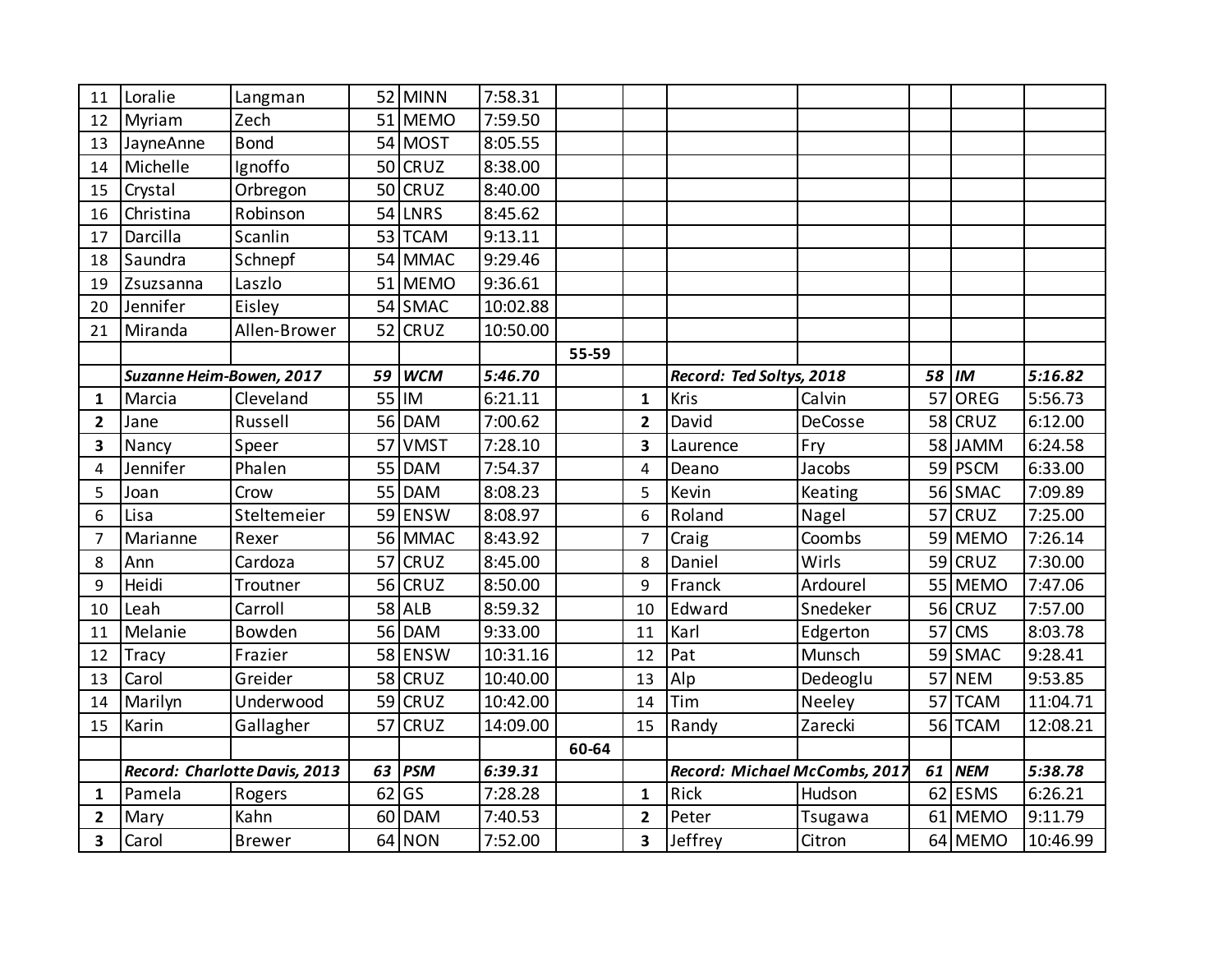| | | | | | | | | | | | | |
|---|---|---|---|---|---|---|---|---|---|---|---|---|
| 11 | Loralie | Langman | 52 | MINN | 7:58.31 | | | | | | | |
| 12 | Myriam | Zech | 51 | MEMO | 7:59.50 | | | | | | | |
| 13 | JayneAnne | Bond | 54 | MOST | 8:05.55 | | | | | | | |
| 14 | Michelle | Ignoffo | 50 | CRUZ | 8:38.00 | | | | | | | |
| 15 | Crystal | Orbregon | 50 | CRUZ | 8:40.00 | | | | | | | |
| 16 | Christina | Robinson | 54 | LNRS | 8:45.62 | | | | | | | |
| 17 | Darcilla | Scanlin | 53 | TCAM | 9:13.11 | | | | | | | |
| 18 | Saundra | Schnepf | 54 | MMAC | 9:29.46 | | | | | | | |
| 19 | Zsuzsanna | Laszlo | 51 | MEMO | 9:36.61 | | | | | | | |
| 20 | Jennifer | Eisley | 54 | SMAC | 10:02.88 | | | | | | | |
| 21 | Miranda | Allen-Brower | 52 | CRUZ | 10:50.00 | | | | | | | |
| | | | | | | **55-59** | | | | | | |
| | ***Suzanne Heim-Bowen, 2017*** | | ***59*** | ***WCM*** | ***5:46.70*** | | | ***Record: Ted Soltys, 2018*** | | ***58*** | ***IM*** | ***5:16.82*** |
| **1** | Marcia | Cleveland | 55 | IM | 6:21.11 | | **1** | Kris | Calvin | 57 | OREG | 5:56.73 |
| **2** | Jane | Russell | 56 | DAM | 7:00.62 | | **2** | David | DeCosse | 58 | CRUZ | 6:12.00 |
| **3** | Nancy | Speer | 57 | VMST | 7:28.10 | | **3** | Laurence | Fry | 58 | JAMM | 6:24.58 |
| 4 | Jennifer | Phalen | 55 | DAM | 7:54.37 | | 4 | Deano | Jacobs | 59 | PSCM | 6:33.00 |
| 5 | Joan | Crow | 55 | DAM | 8:08.23 | | 5 | Kevin | Keating | 56 | SMAC | 7:09.89 |
| 6 | Lisa | Steltemeier | 59 | ENSW | 8:08.97 | | 6 | Roland | Nagel | 57 | CRUZ | 7:25.00 |
| 7 | Marianne | Rexer | 56 | MMAC | 8:43.92 | | 7 | Craig | Coombs | 59 | MEMO | 7:26.14 |
| 8 | Ann | Cardoza | 57 | CRUZ | 8:45.00 | | 8 | Daniel | Wirls | 59 | CRUZ | 7:30.00 |
| 9 | Heidi | Troutner | 56 | CRUZ | 8:50.00 | | 9 | Franck | Ardourel | 55 | MEMO | 7:47.06 |
| 10 | Leah | Carroll | 58 | ALB | 8:59.32 | | 10 | Edward | Snedeker | 56 | CRUZ | 7:57.00 |
| 11 | Melanie | Bowden | 56 | DAM | 9:33.00 | | 11 | Karl | Edgerton | 57 | CMS | 8:03.78 |
| 12 | Tracy | Frazier | 58 | ENSW | 10:31.16 | | 12 | Pat | Munsch | 59 | SMAC | 9:28.41 |
| 13 | Carol | Greider | 58 | CRUZ | 10:40.00 | | 13 | Alp | Dedeoglu | 57 | NEM | 9:53.85 |
| 14 | Marilyn | Underwood | 59 | CRUZ | 10:42.00 | | 14 | Tim | Neeley | 57 | TCAM | 11:04.71 |
| 15 | Karin | Gallagher | 57 | CRUZ | 14:09.00 | | 15 | Randy | Zarecki | 56 | TCAM | 12:08.21 |
| | | | | | | **60-64** | | | | | | |
| | ***Record: Charlotte Davis, 2013*** | | ***63*** | ***PSM*** | ***6:39.31*** | | | ***Record: Michael McCombs, 2017*** | | ***61*** | ***NEM*** | ***5:38.78*** |
| **1** | Pamela | Rogers | 62 | GS | 7:28.28 | | **1** | Rick | Hudson | 62 | ESMS | 6:26.21 |
| **2** | Mary | Kahn | 60 | DAM | 7:40.53 | | **2** | Peter | Tsugawa | 61 | MEMO | 9:11.79 |
| **3** | Carol | Brewer | 64 | NON | 7:52.00 | | **3** | Jeffrey | Citron | 64 | MEMO | 10:46.99 |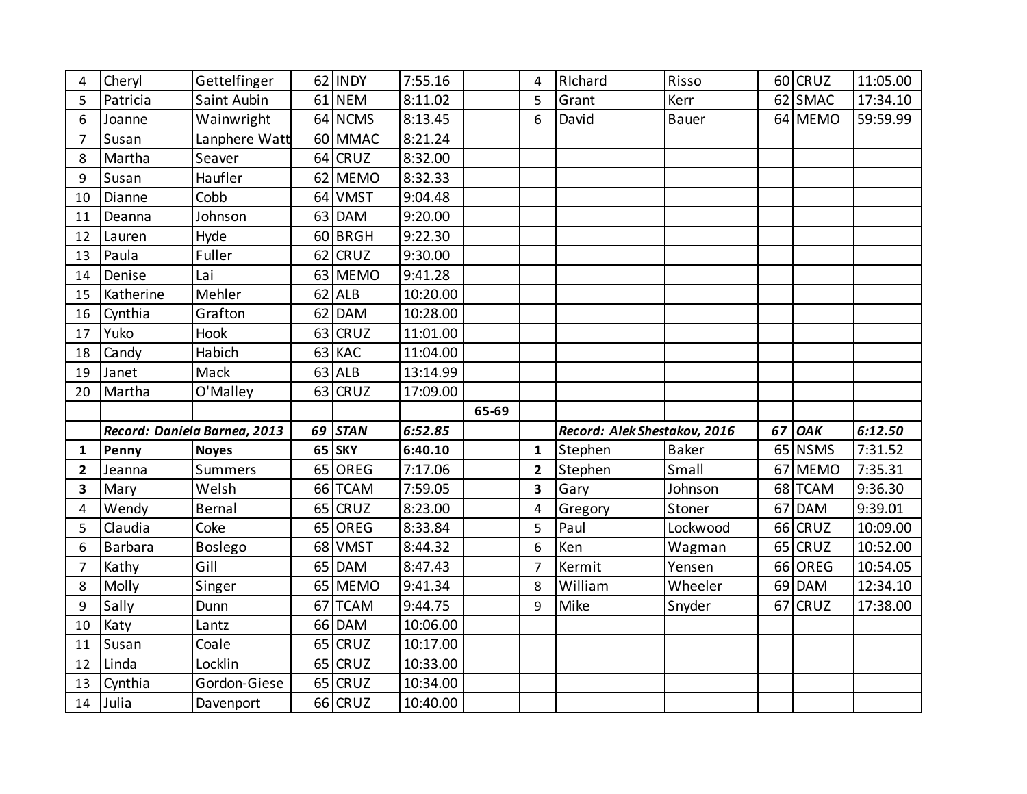|  |  |  |  |  |  |  |  |  |  |  |  |  |
|---|---|---|---|---|---|---|---|---|---|---|---|---|
| 4 | Cheryl | Gettelfinger | 62 | INDY | 7:55.16 |  | 4 | RIchard | Risso | 60 | CRUZ | 11:05.00 |
| 5 | Patricia | Saint Aubin | 61 | NEM | 8:11.02 |  | 5 | Grant | Kerr | 62 | SMAC | 17:34.10 |
| 6 | Joanne | Wainwright | 64 | NCMS | 8:13.45 |  | 6 | David | Bauer | 64 | MEMO | 59:59.99 |
| 7 | Susan | Lanphere Watt | 60 | MMAC | 8:21.24 |  |  |  |  |  |  |  |
| 8 | Martha | Seaver | 64 | CRUZ | 8:32.00 |  |  |  |  |  |  |  |
| 9 | Susan | Haufler | 62 | MEMO | 8:32.33 |  |  |  |  |  |  |  |
| 10 | Dianne | Cobb | 64 | VMST | 9:04.48 |  |  |  |  |  |  |  |
| 11 | Deanna | Johnson | 63 | DAM | 9:20.00 |  |  |  |  |  |  |  |
| 12 | Lauren | Hyde | 60 | BRGH | 9:22.30 |  |  |  |  |  |  |  |
| 13 | Paula | Fuller | 62 | CRUZ | 9:30.00 |  |  |  |  |  |  |  |
| 14 | Denise | Lai | 63 | MEMO | 9:41.28 |  |  |  |  |  |  |  |
| 15 | Katherine | Mehler | 62 | ALB | 10:20.00 |  |  |  |  |  |  |  |
| 16 | Cynthia | Grafton | 62 | DAM | 10:28.00 |  |  |  |  |  |  |  |
| 17 | Yuko | Hook | 63 | CRUZ | 11:01.00 |  |  |  |  |  |  |  |
| 18 | Candy | Habich | 63 | KAC | 11:04.00 |  |  |  |  |  |  |  |
| 19 | Janet | Mack | 63 | ALB | 13:14.99 |  |  |  |  |  |  |  |
| 20 | Martha | O'Malley | 63 | CRUZ | 17:09.00 |  |  |  |  |  |  |  |
|  |  |  |  |  |  | **65-69** |  |  |  |  |  |  |
|  | ***Record: Daniela Barnea, 2013*** |  | ***69*** | ***STAN*** | ***6:52.85*** |  |  | ***Record: Alek Shestakov, 2016*** |  | ***67*** | ***OAK*** | ***6:12.50*** |
| **1** | **Penny** | **Noyes** | **65** | **SKY** | **6:40.10** |  | **1** | Stephen | Baker | 65 | NSMS | 7:31.52 |
| **2** | Jeanna | Summers | 65 | OREG | 7:17.06 |  | **2** | Stephen | Small | 67 | MEMO | 7:35.31 |
| **3** | Mary | Welsh | 66 | TCAM | 7:59.05 |  | **3** | Gary | Johnson | 68 | TCAM | 9:36.30 |
| 4 | Wendy | Bernal | 65 | CRUZ | 8:23.00 |  | 4 | Gregory | Stoner | 67 | DAM | 9:39.01 |
| 5 | Claudia | Coke | 65 | OREG | 8:33.84 |  | 5 | Paul | Lockwood | 66 | CRUZ | 10:09.00 |
| 6 | Barbara | Boslego | 68 | VMST | 8:44.32 |  | 6 | Ken | Wagman | 65 | CRUZ | 10:52.00 |
| 7 | Kathy | Gill | 65 | DAM | 8:47.43 |  | 7 | Kermit | Yensen | 66 | OREG | 10:54.05 |
| 8 | Molly | Singer | 65 | MEMO | 9:41.34 |  | 8 | William | Wheeler | 69 | DAM | 12:34.10 |
| 9 | Sally | Dunn | 67 | TCAM | 9:44.75 |  | 9 | Mike | Snyder | 67 | CRUZ | 17:38.00 |
| 10 | Katy | Lantz | 66 | DAM | 10:06.00 |  |  |  |  |  |  |  |
| 11 | Susan | Coale | 65 | CRUZ | 10:17.00 |  |  |  |  |  |  |  |
| 12 | Linda | Locklin | 65 | CRUZ | 10:33.00 |  |  |  |  |  |  |  |
| 13 | Cynthia | Gordon-Giese | 65 | CRUZ | 10:34.00 |  |  |  |  |  |  |  |
| 14 | Julia | Davenport | 66 | CRUZ | 10:40.00 |  |  |  |  |  |  |  |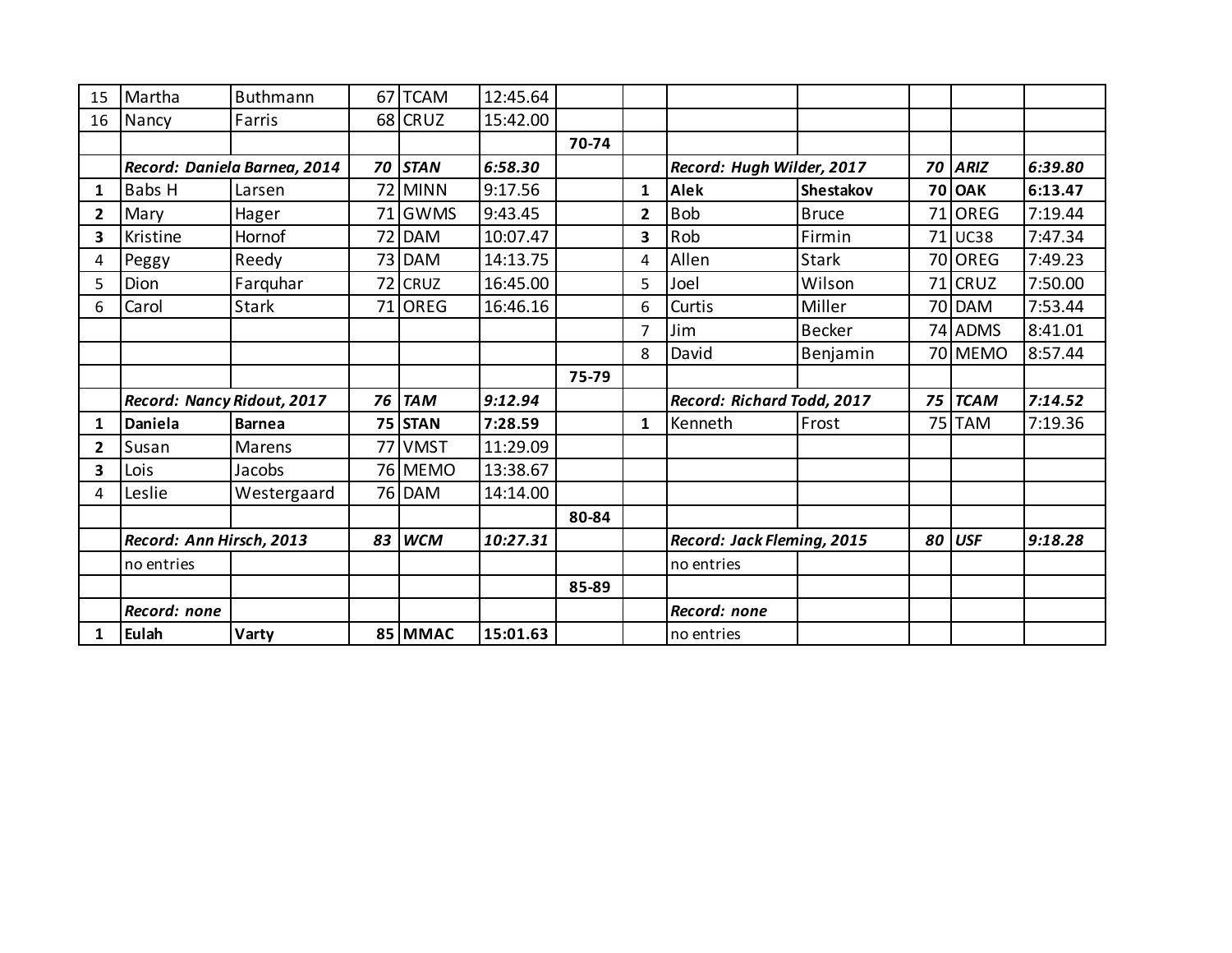| | | | | | | | | | | | | |
|---|---|---|---|---|---|---|---|---|---|---|---|---|
| 15 | Martha | Buthmann | 67 | TCAM | 12:45.64 | | | | | | | |
| 16 | Nancy | Farris | 68 | CRUZ | 15:42.00 | | | | | | | |
| | | | | | | **70-74** | | | | | | |
| | ***Record: Daniela Barnea, 2014*** | | ***70*** | ***STAN*** | ***6:58.30*** | | | ***Record: Hugh Wilder, 2017*** | | ***70*** | ***ARIZ*** | ***6:39.80*** |
| **1** | Babs H | Larsen | 72 | MINN | 9:17.56 | | **1** | **Alek** | **Shestakov** | **70** | **OAK** | **6:13.47** |
| **2** | Mary | Hager | 71 | GWMS | 9:43.45 | | **2** | Bob | Bruce | 71 | OREG | 7:19.44 |
| **3** | Kristine | Hornof | 72 | DAM | 10:07.47 | | **3** | Rob | Firmin | 71 | UC38 | 7:47.34 |
| 4 | Peggy | Reedy | 73 | DAM | 14:13.75 | | 4 | Allen | Stark | 70 | OREG | 7:49.23 |
| 5 | Dion | Farquhar | 72 | CRUZ | 16:45.00 | | 5 | Joel | Wilson | 71 | CRUZ | 7:50.00 |
| 6 | Carol | Stark | 71 | OREG | 16:46.16 | | 6 | Curtis | Miller | 70 | DAM | 7:53.44 |
| | | | | | | | 7 | Jim | Becker | 74 | ADMS | 8:41.01 |
| | | | | | | | 8 | David | Benjamin | 70 | MEMO | 8:57.44 |
| | | | | | | **75-79** | | | | | | |
| | ***Record: Nancy Ridout, 2017*** | | ***76*** | ***TAM*** | ***9:12.94*** | | | ***Record: Richard Todd, 2017*** | | ***75*** | ***TCAM*** | ***7:14.52*** |
| **1** | **Daniela** | **Barnea** | **75** | **STAN** | **7:28.59** | | **1** | Kenneth | Frost | 75 | TAM | 7:19.36 |
| **2** | Susan | Marens | 77 | VMST | 11:29.09 | | | | | | | |
| **3** | Lois | Jacobs | 76 | MEMO | 13:38.67 | | | | | | | |
| 4 | Leslie | Westergaard | 76 | DAM | 14:14.00 | | | | | | | |
| | | | | | | **80-84** | | | | | | |
| | ***Record: Ann Hirsch, 2013*** | | ***83*** | ***WCM*** | ***10:27.31*** | | | ***Record: Jack Fleming, 2015*** | | ***80*** | ***USF*** | ***9:18.28*** |
| | no entries | | | | | | | no entries | | | | |
| | | | | | | **85-89** | | | | | | |
| | ***Record: none*** | | | | | | | ***Record: none*** | | | | |
| **1** | **Eulah** | **Varty** | **85** | **MMAC** | **15:01.63** | | | no entries | | | | |